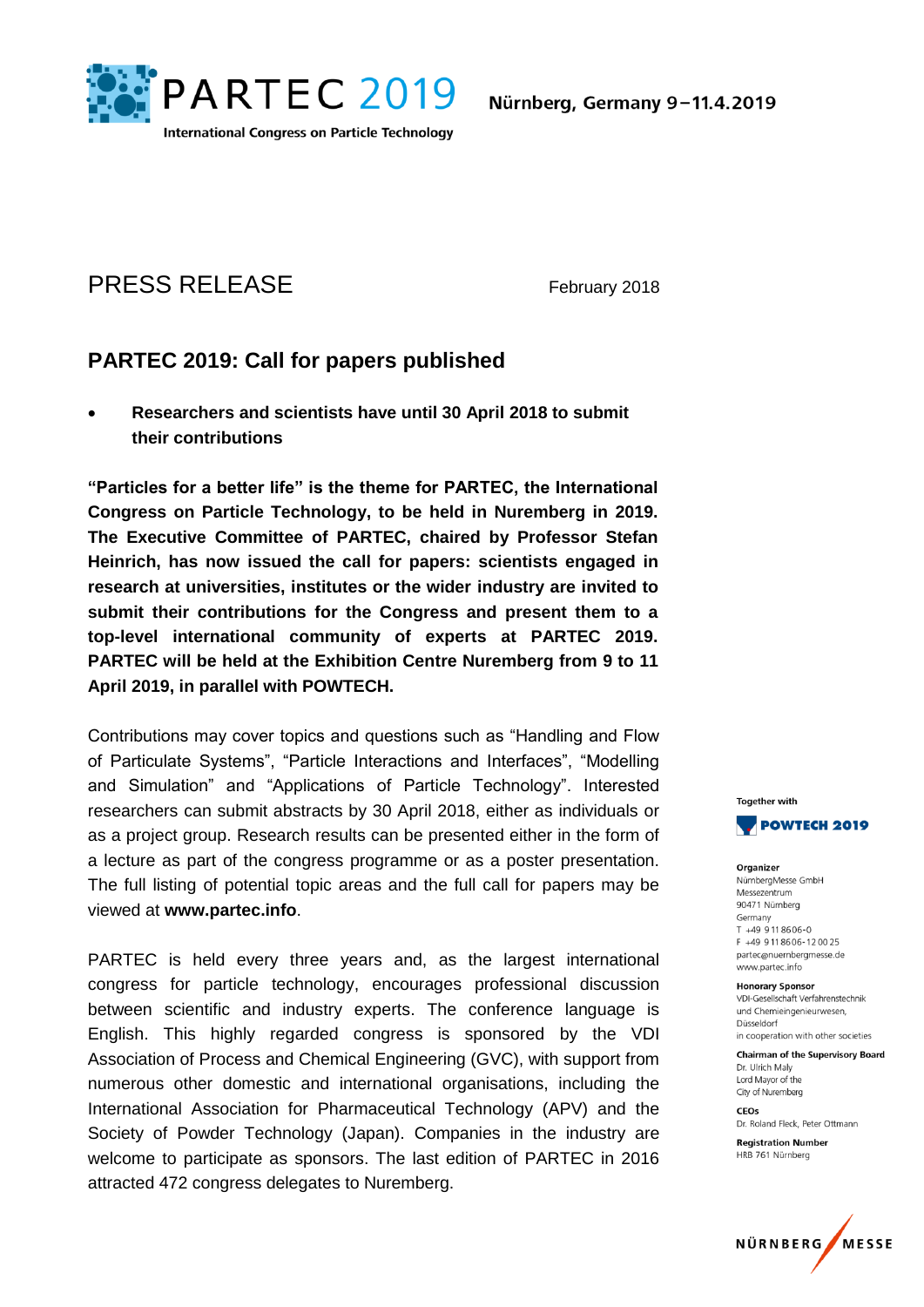PARTEC 2019

International Congress on Particle Technology

Nürnberg, Germany 9 – 11.4.2019

# PRESS RELEASE

February 2018

## PARTEC 2019: Call for papers published

- **Researchers and scientists have until 30 April 2018 to submit their contributions**

**“Particles for a better life” is the theme for PARTEC, the International Congress on Particle Technology, to be held in Nuremberg in 2019. The Executive Committee of PARTEC, chaired by Professor Stefan Heinrich, has now issued the call for papers: scientists engaged in research at universities, institutes or the wider industry are invited to submit their contributions for the Congress and present them to a top-level international community of experts at PARTEC 2019. PARTEC will be held at the Exhibition Centre Nuremberg from 9 to 11 April 2019, in parallel with POWTECH.**

Contributions may cover topics and questions such as “Handling and Flow of Particulate Systems”, “Particle Interactions and Interfaces”, “Modelling and Simulation” and “Applications of Particle Technology”. Interested researchers can submit abstracts by 30 April 2018, either as individuals or as a project group. Research results can be presented either in the form of a lecture as part of the congress programme or as a poster presentation. The full listing of potential topic areas and the full call for papers may be viewed at **www.partec.info**.

PARTEC is held every three years and, as the largest international congress for particle technology, encourages professional discussion between scientific and industry experts. The conference language is English. This highly regarded congress is sponsored by the VDI Association of Process and Chemical Engineering (GVC), with support from numerous other domestic and international organisations, including the International Association for Pharmaceutical Technology (APV) and the Society of Powder Technology (Japan). Companies in the industry are welcome to participate as sponsors. The last edition of PARTEC in 2016 attracted 472 congress delegates to Nuremberg.

Together with
POWTECH 2019

**Organizer**
NürnbergMesse GmbH
Messezentrum
90471 Nürnberg
Germany
T +49 9 11 86 06-0
F +49 9 11 86 06-12 00 25
partec@nuernbergmesse.de
www.partec.info

**Honorary Sponsor**
VDI-Gesellschaft Verfahrenstechnik und Chemieingenieurwesen, Düsseldorf
in cooperation with other societies

**Chairman of the Supervisory Board**
Dr. Ulrich Maly
Lord Mayor of the City of Nuremberg

**CEOs**
Dr. Roland Fleck, Peter Ottmann

**Registration Number**
HRB 761 Nürnberg

NÜRNBERG MESSE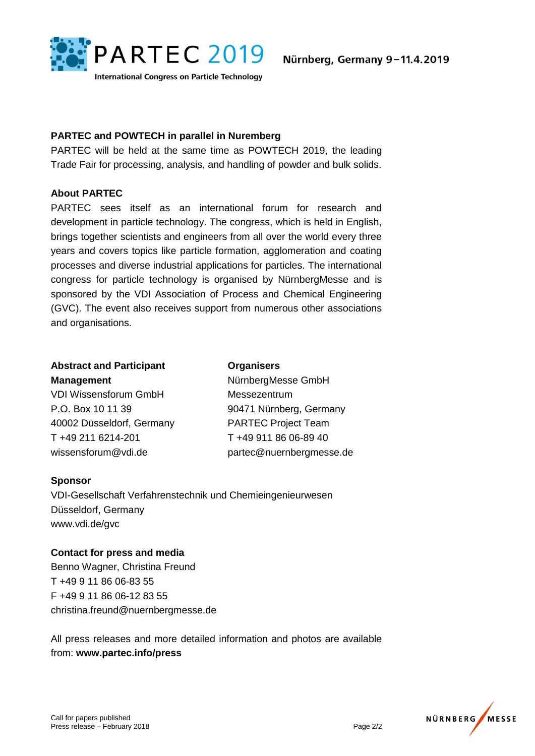**PARTEC and POWTECH in parallel in Nuremberg**

PARTEC will be held at the same time as POWTECH 2019, the leading Trade Fair for processing, analysis, and handling of powder and bulk solids.

**About PARTEC**

PARTEC sees itself as an international forum for research and development in particle technology. The congress, which is held in English, brings together scientists and engineers from all over the world every three years and covers topics like particle formation, agglomeration and coating processes and diverse industrial applications for particles. The international congress for particle technology is organised by NürnbergMesse and is sponsored by the VDI Association of Process and Chemical Engineering (GVC). The event also receives support from numerous other associations and organisations.

**Abstract and Participant Management**
VDI Wissensforum GmbH
P.O. Box 10 11 39
40002 Düsseldorf, Germany
T +49 211 6214-201
wissensforum@vdi.de

**Organisers**
NürnbergMesse GmbH
Messezentrum
90471 Nürnberg, Germany
PARTEC Project Team
T +49 911 86 06-89 40
partec@nuernbergmesse.de

**Sponsor**
VDI-Gesellschaft Verfahrenstechnik und Chemieingenieurwesen
Düsseldorf, Germany
www.vdi.de/gvc

**Contact for press and media**
Benno Wagner, Christina Freund
T +49 9 11 86 06-83 55
F +49 9 11 86 06-12 83 55
christina.freund@nuernbergmesse.de

All press releases and more detailed information and photos are available from: **www.partec.info/press**